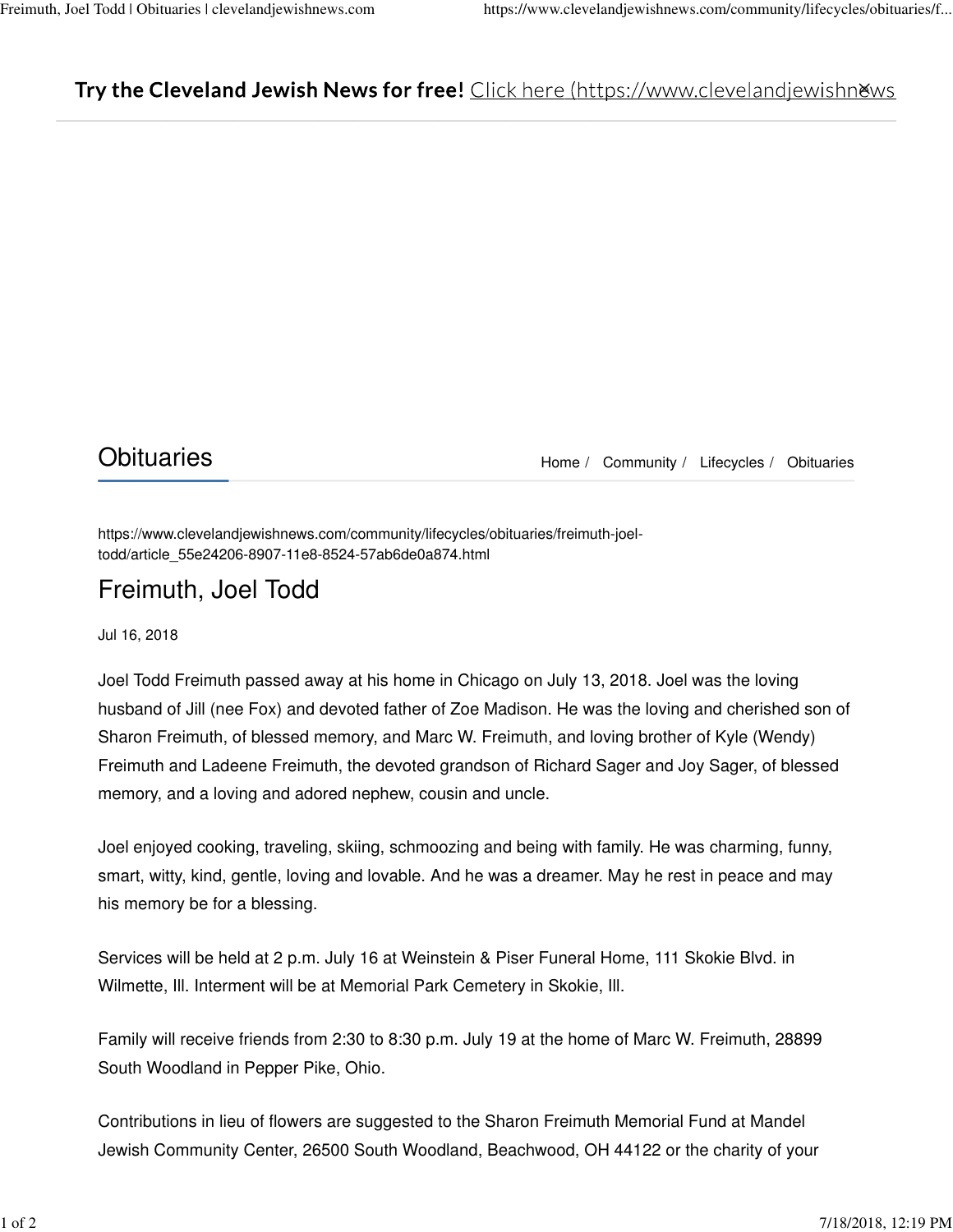**Try the Cleveland Jewish News for free!** Click here (https://www.clevelandjewishnews

## Obituaries

Home / Community / Lifecycles / Obituaries

https://www.clevelandjewishnews.com/community/lifecycles/obituaries/freimuth-joel-todd/article_55e24206-8907-11e8-8524-57ab6de0a874.html

# Freimuth, Joel Todd

Jul 16, 2018

Joel Todd Freimuth passed away at his home in Chicago on July 13, 2018. Joel was the loving husband of Jill (nee Fox) and devoted father of Zoe Madison. He was the loving and cherished son of Sharon Freimuth, of blessed memory, and Marc W. Freimuth, and loving brother of Kyle (Wendy) Freimuth and Ladeene Freimuth, the devoted grandson of Richard Sager and Joy Sager, of blessed memory, and a loving and adored nephew, cousin and uncle.

Joel enjoyed cooking, traveling, skiing, schmoozing and being with family. He was charming, funny, smart, witty, kind, gentle, loving and lovable. And he was a dreamer. May he rest in peace and may his memory be for a blessing.

Services will be held at 2 p.m. July 16 at Weinstein & Piser Funeral Home, 111 Skokie Blvd. in Wilmette, Ill. Interment will be at Memorial Park Cemetery in Skokie, Ill.

Family will receive friends from 2:30 to 8:30 p.m. July 19 at the home of Marc W. Freimuth, 28899 South Woodland in Pepper Pike, Ohio.

Contributions in lieu of flowers are suggested to the Sharon Freimuth Memorial Fund at Mandel Jewish Community Center, 26500 South Woodland, Beachwood, OH 44122 or the charity of your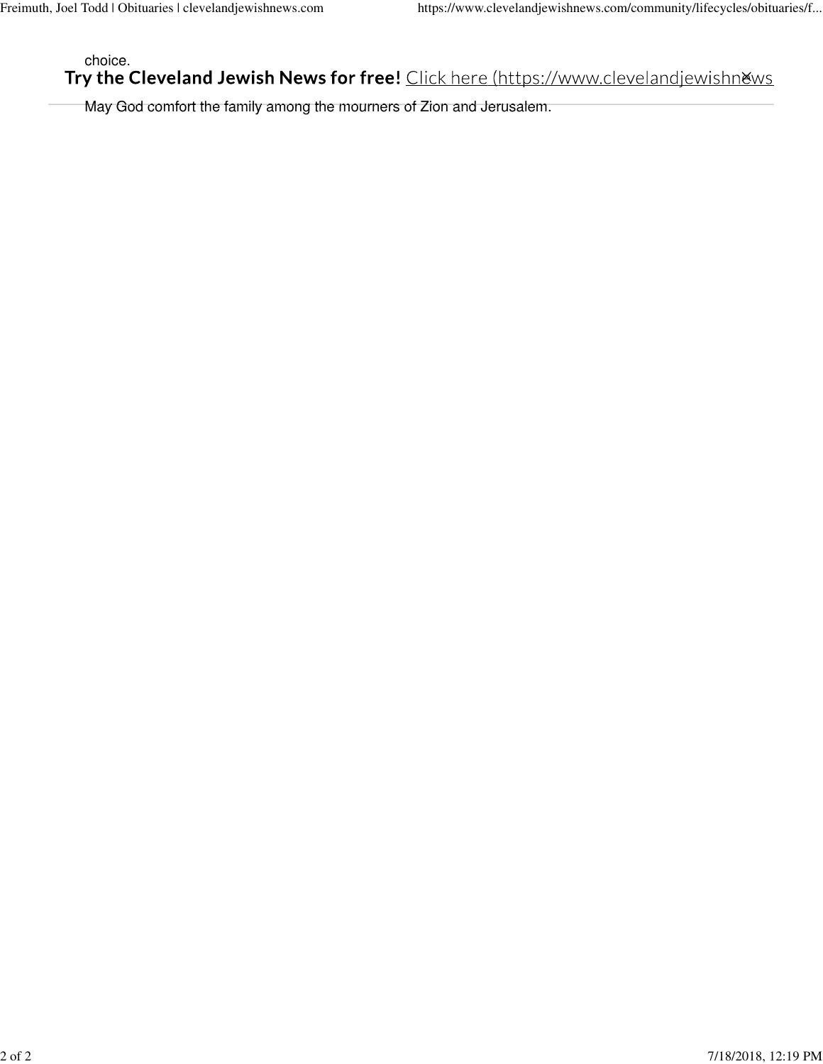choice.

**Try the Cleveland Jewish News for free!** Click here (https://www.clevelandjewishnews

May God comfort the family among the mourners of Zion and Jerusalem.